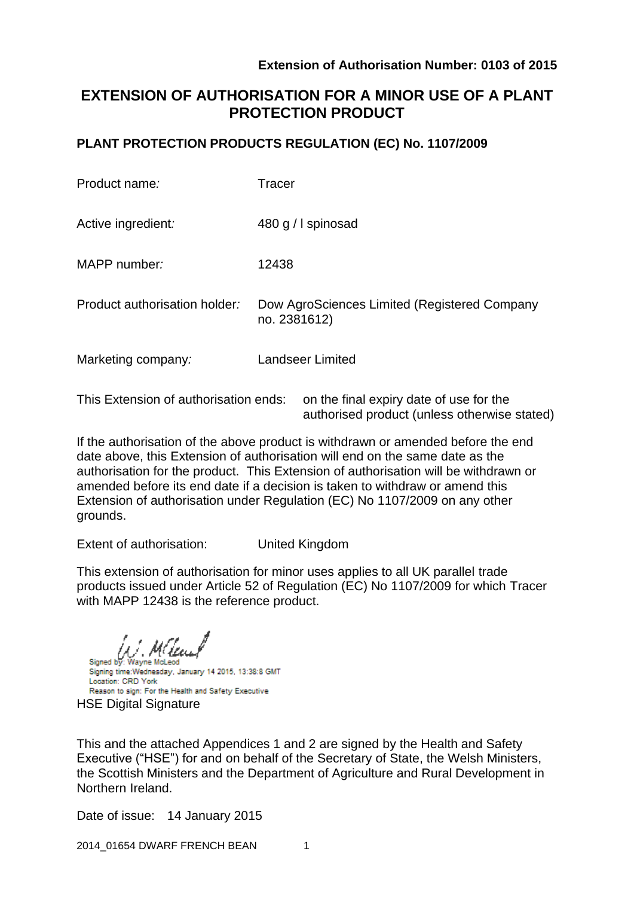**Extension of Authorisation Number: 0103 of 2015**

# EXTENSION OF AUTHORISATION FOR A MINOR USE OF A PLANT PROTECTION PRODUCT

## PLANT PROTECTION PRODUCTS REGULATION (EC) No. 1107/2009

| | |
|---|---|
| Product name: | Tracer |
| Active ingredient: | 480 g / l spinosad |
| MAPP number: | 12438 |
| Product authorisation holder: | Dow AgroSciences Limited (Registered Company no. 2381612) |
| Marketing company: | Landseer Limited |

This Extension of authorisation ends: on the final expiry date of use for the authorised product (unless otherwise stated)

If the authorisation of the above product is withdrawn or amended before the end date above, this Extension of authorisation will end on the same date as the authorisation for the product. This Extension of authorisation will be withdrawn or amended before its end date if a decision is taken to withdraw or amend this Extension of authorisation under Regulation (EC) No 1107/2009 on any other grounds.

Extent of authorisation: United Kingdom

This extension of authorisation for minor uses applies to all UK parallel trade products issued under Article 52 of Regulation (EC) No 1107/2009 for which Tracer with MAPP 12438 is the reference product.

Signed by: Wayne McLeod
Signing time: Wednesday, January 14 2015, 13:38:8 GMT
Location: CRD York
Reason to sign: For the Health and Safety Executive

HSE Digital Signature

This and the attached Appendices 1 and 2 are signed by the Health and Safety Executive ("HSE") for and on behalf of the Secretary of State, the Welsh Ministers, the Scottish Ministers and the Department of Agriculture and Rural Development in Northern Ireland.

Date of issue: 14 January 2015

2014_01654 DWARF FRENCH BEAN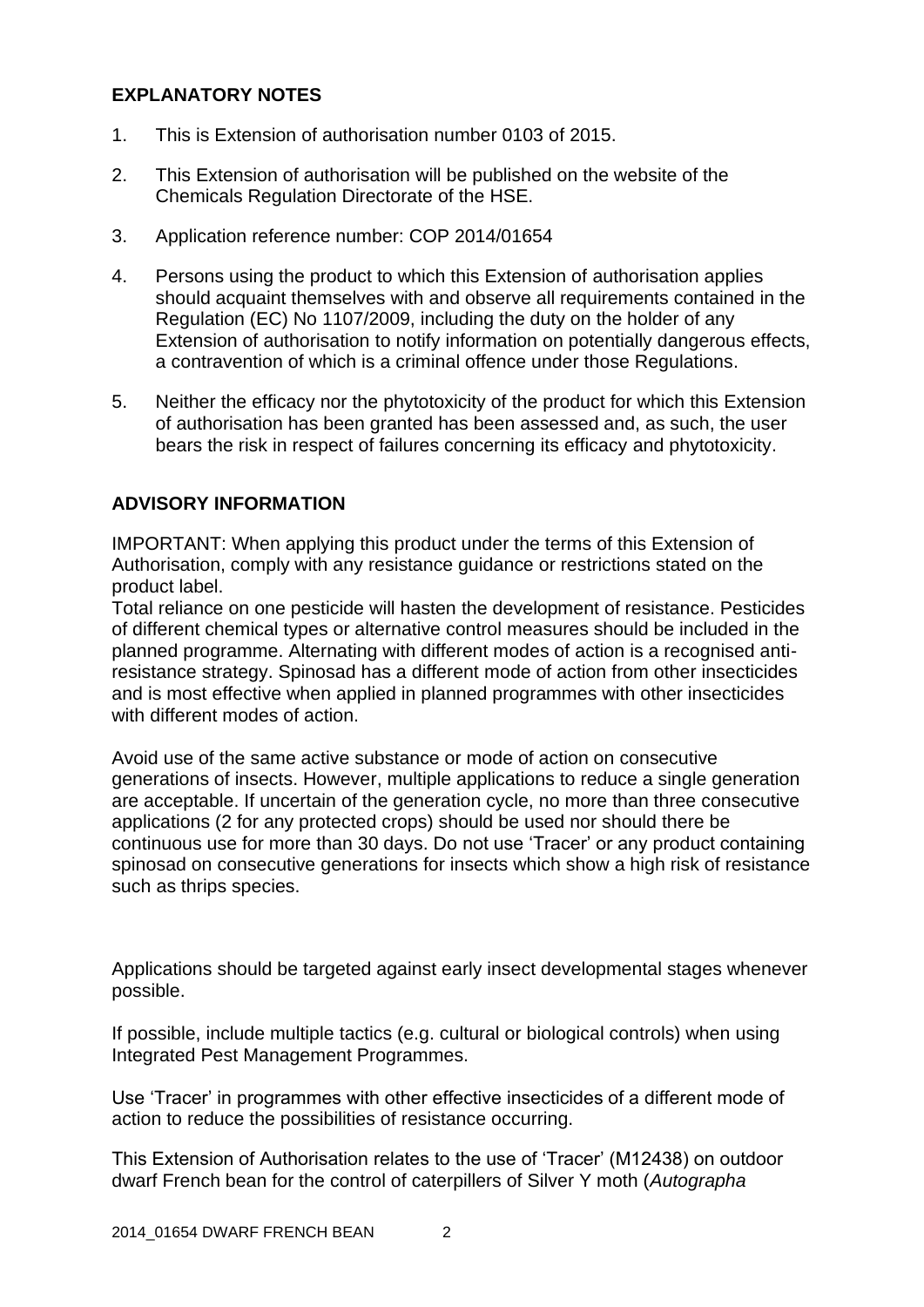## EXPLANATORY NOTES

1. This is Extension of authorisation number 0103 of 2015.
2. This Extension of authorisation will be published on the website of the Chemicals Regulation Directorate of the HSE.
3. Application reference number: COP 2014/01654
4. Persons using the product to which this Extension of authorisation applies should acquaint themselves with and observe all requirements contained in the Regulation (EC) No 1107/2009, including the duty on the holder of any Extension of authorisation to notify information on potentially dangerous effects, a contravention of which is a criminal offence under those Regulations.
5. Neither the efficacy nor the phytotoxicity of the product for which this Extension of authorisation has been granted has been assessed and, as such, the user bears the risk in respect of failures concerning its efficacy and phytotoxicity.

## ADVISORY INFORMATION

IMPORTANT: When applying this product under the terms of this Extension of Authorisation, comply with any resistance guidance or restrictions stated on the product label.
Total reliance on one pesticide will hasten the development of resistance. Pesticides of different chemical types or alternative control measures should be included in the planned programme. Alternating with different modes of action is a recognised anti-resistance strategy. Spinosad has a different mode of action from other insecticides and is most effective when applied in planned programmes with other insecticides with different modes of action.

Avoid use of the same active substance or mode of action on consecutive generations of insects. However, multiple applications to reduce a single generation are acceptable. If uncertain of the generation cycle, no more than three consecutive applications (2 for any protected crops) should be used nor should there be continuous use for more than 30 days. Do not use 'Tracer' or any product containing spinosad on consecutive generations for insects which show a high risk of resistance such as thrips species.

Applications should be targeted against early insect developmental stages whenever possible.

If possible, include multiple tactics (e.g. cultural or biological controls) when using Integrated Pest Management Programmes.

Use 'Tracer' in programmes with other effective insecticides of a different mode of action to reduce the possibilities of resistance occurring.

This Extension of Authorisation relates to the use of 'Tracer' (M12438) on outdoor dwarf French bean for the control of caterpillers of Silver Y moth (*Autographa*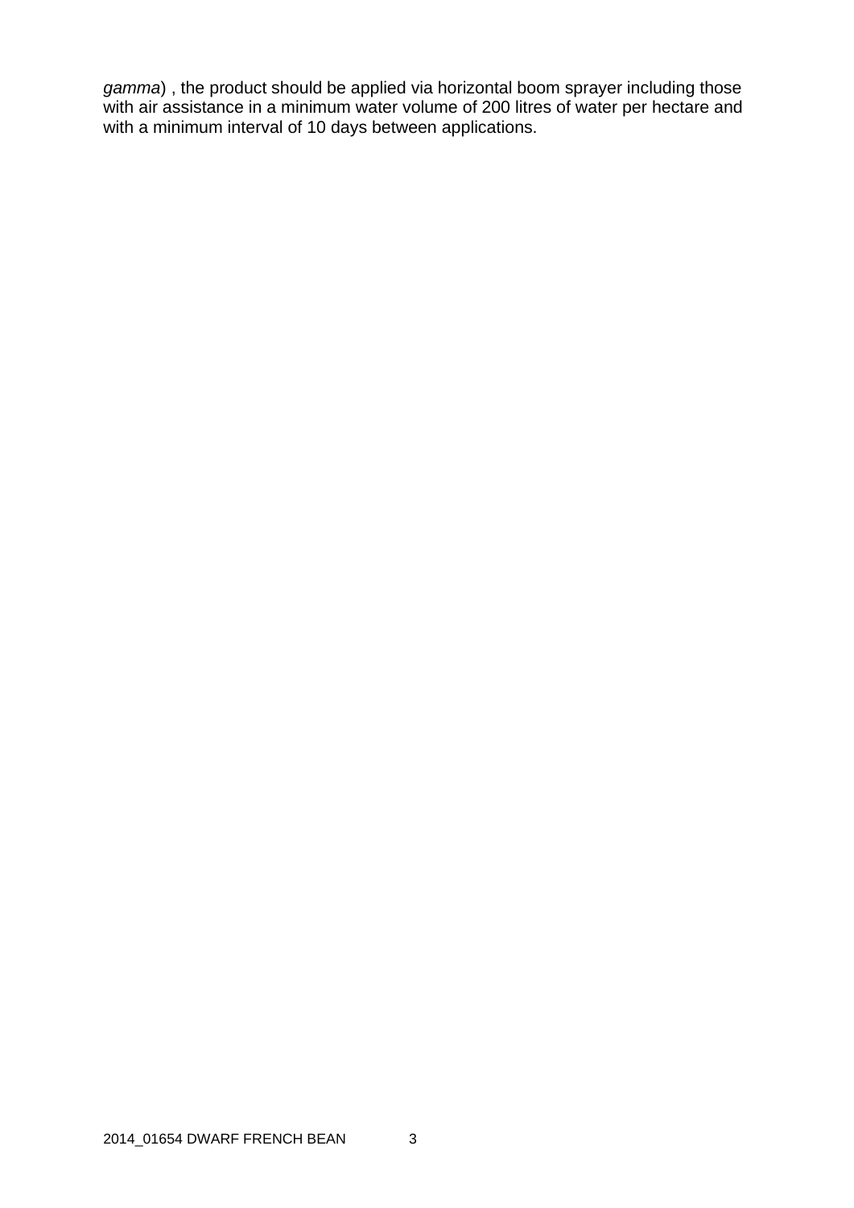*gamma*) , the product should be applied via horizontal boom sprayer including those with air assistance in a minimum water volume of 200 litres of water per hectare and with a minimum interval of 10 days between applications.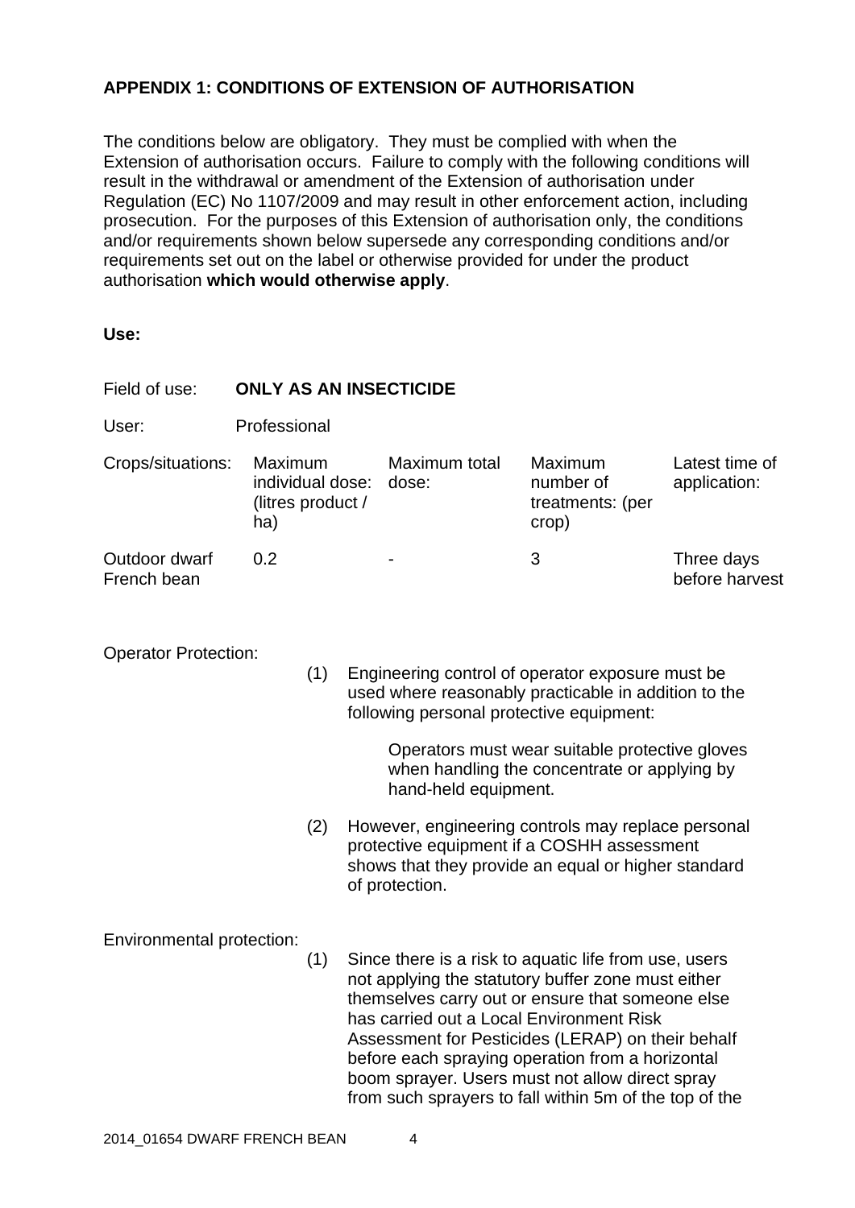**APPENDIX 1: CONDITIONS OF EXTENSION OF AUTHORISATION**

The conditions below are obligatory. They must be complied with when the Extension of authorisation occurs. Failure to comply with the following conditions will result in the withdrawal or amendment of the Extension of authorisation under Regulation (EC) No 1107/2009 and may result in other enforcement action, including prosecution. For the purposes of this Extension of authorisation only, the conditions and/or requirements shown below supersede any corresponding conditions and/or requirements set out on the label or otherwise provided for under the product authorisation **which would otherwise apply**.

**Use:**

Field of use: **ONLY AS AN INSECTICIDE**

User: Professional

| Crops/situations: | Maximum individual dose: (litres product / ha) | Maximum total dose: | Maximum number of treatments: (per crop) | Latest time of application: |
|---|---|---|---|---|
| Outdoor dwarf French bean | 0.2 | - | 3 | Three days before harvest |

Operator Protection:

(1) Engineering control of operator exposure must be used where reasonably practicable in addition to the following personal protective equipment:

> Operators must wear suitable protective gloves when handling the concentrate or applying by hand-held equipment.

(2) However, engineering controls may replace personal protective equipment if a COSHH assessment shows that they provide an equal or higher standard of protection.

Environmental protection:

(1) Since there is a risk to aquatic life from use, users not applying the statutory buffer zone must either themselves carry out or ensure that someone else has carried out a Local Environment Risk Assessment for Pesticides (LERAP) on their behalf before each spraying operation from a horizontal boom sprayer. Users must not allow direct spray from such sprayers to fall within 5m of the top of the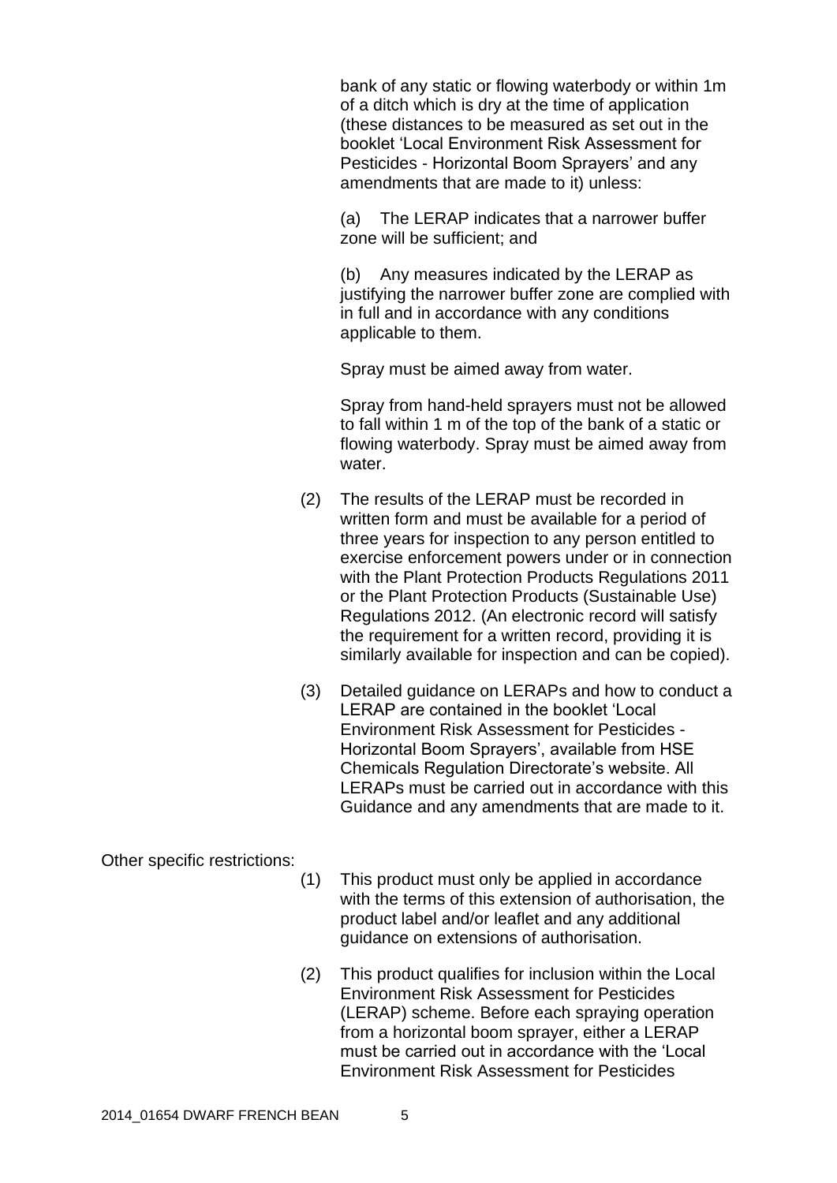bank of any static or flowing waterbody or within 1m of a ditch which is dry at the time of application (these distances to be measured as set out in the booklet 'Local Environment Risk Assessment for Pesticides - Horizontal Boom Sprayers' and any amendments that are made to it) unless:

(a) The LERAP indicates that a narrower buffer zone will be sufficient; and

(b) Any measures indicated by the LERAP as justifying the narrower buffer zone are complied with in full and in accordance with any conditions applicable to them.

Spray must be aimed away from water.

Spray from hand-held sprayers must not be allowed to fall within 1 m of the top of the bank of a static or flowing waterbody. Spray must be aimed away from water.

(2) The results of the LERAP must be recorded in written form and must be available for a period of three years for inspection to any person entitled to exercise enforcement powers under or in connection with the Plant Protection Products Regulations 2011 or the Plant Protection Products (Sustainable Use) Regulations 2012. (An electronic record will satisfy the requirement for a written record, providing it is similarly available for inspection and can be copied).

(3) Detailed guidance on LERAPs and how to conduct a LERAP are contained in the booklet 'Local Environment Risk Assessment for Pesticides - Horizontal Boom Sprayers', available from HSE Chemicals Regulation Directorate's website. All LERAPs must be carried out in accordance with this Guidance and any amendments that are made to it.

Other specific restrictions:

(1) This product must only be applied in accordance with the terms of this extension of authorisation, the product label and/or leaflet and any additional guidance on extensions of authorisation.

(2) This product qualifies for inclusion within the Local Environment Risk Assessment for Pesticides (LERAP) scheme. Before each spraying operation from a horizontal boom sprayer, either a LERAP must be carried out in accordance with the 'Local Environment Risk Assessment for Pesticides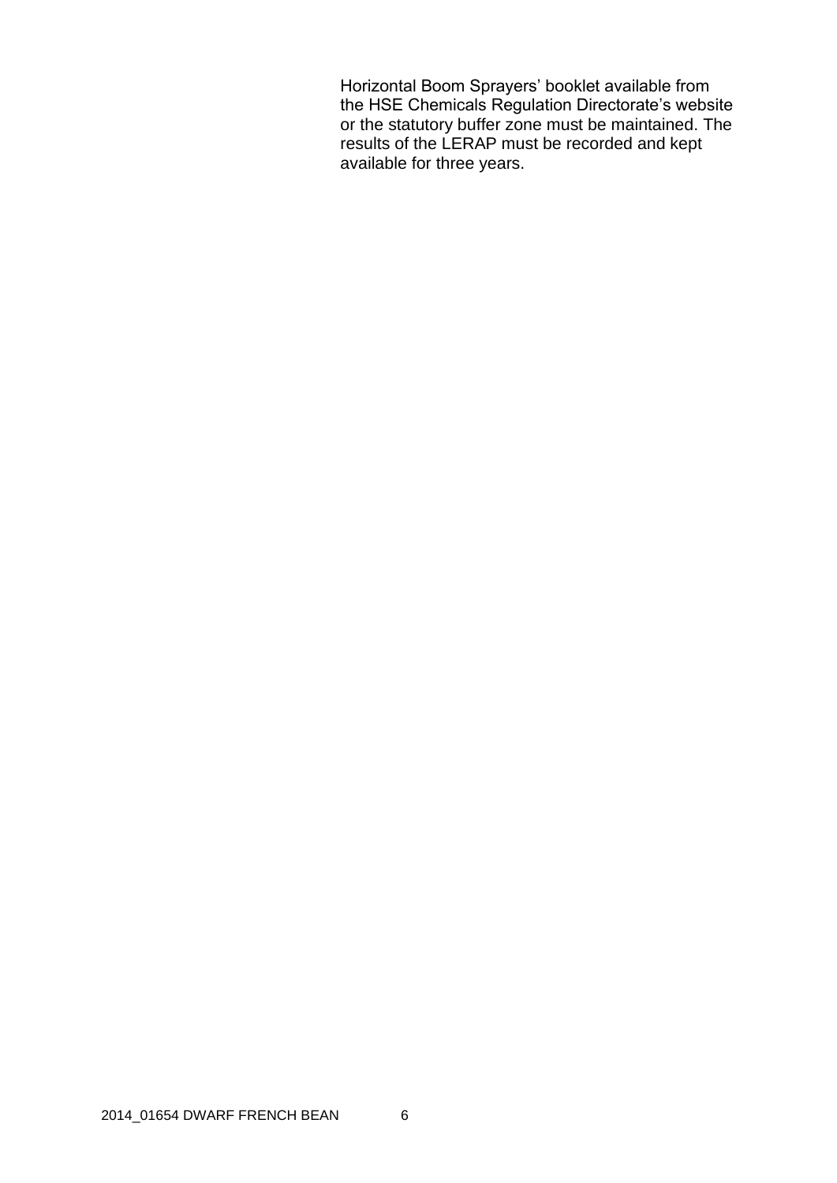Horizontal Boom Sprayers' booklet available from the HSE Chemicals Regulation Directorate's website or the statutory buffer zone must be maintained. The results of the LERAP must be recorded and kept available for three years.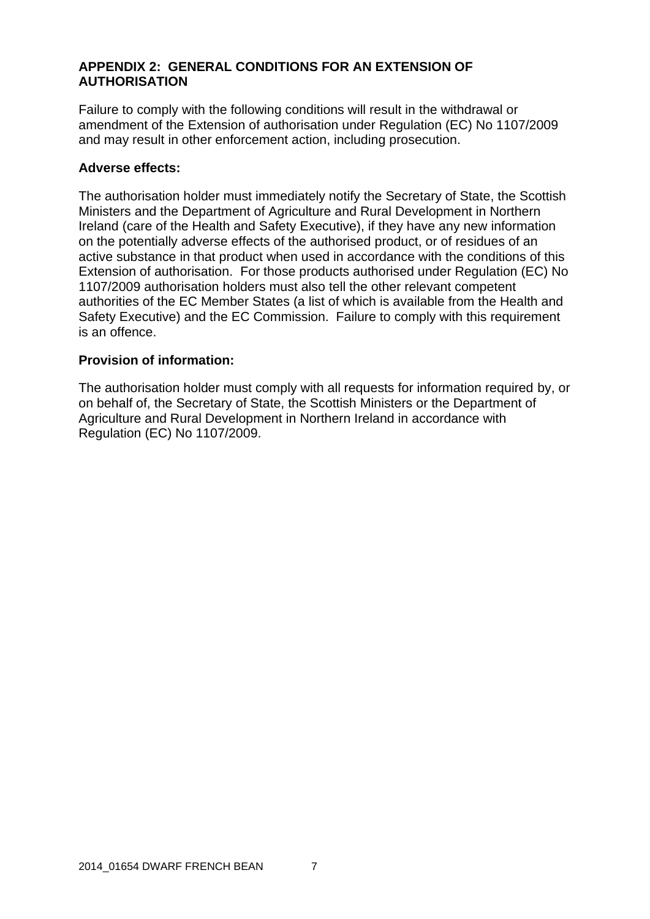## APPENDIX 2: GENERAL CONDITIONS FOR AN EXTENSION OF AUTHORISATION

Failure to comply with the following conditions will result in the withdrawal or amendment of the Extension of authorisation under Regulation (EC) No 1107/2009 and may result in other enforcement action, including prosecution.

**Adverse effects:**

The authorisation holder must immediately notify the Secretary of State, the Scottish Ministers and the Department of Agriculture and Rural Development in Northern Ireland (care of the Health and Safety Executive), if they have any new information on the potentially adverse effects of the authorised product, or of residues of an active substance in that product when used in accordance with the conditions of this Extension of authorisation. For those products authorised under Regulation (EC) No 1107/2009 authorisation holders must also tell the other relevant competent authorities of the EC Member States (a list of which is available from the Health and Safety Executive) and the EC Commission. Failure to comply with this requirement is an offence.

**Provision of information:**

The authorisation holder must comply with all requests for information required by, or on behalf of, the Secretary of State, the Scottish Ministers or the Department of Agriculture and Rural Development in Northern Ireland in accordance with Regulation (EC) No 1107/2009.